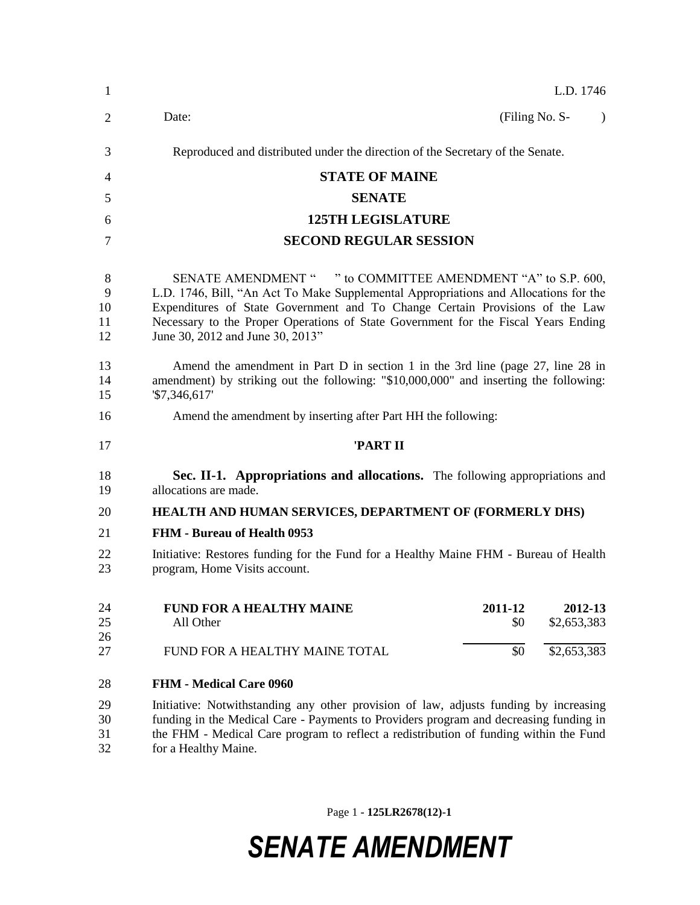L.D. 1746

Date: (Filing No. S- )

Reproduced and distributed under the direction of the Secretary of the Senate.

**STATE OF MAINE**

**SENATE**

**125TH LEGISLATURE**

**SECOND REGULAR SESSION**

SENATE AMENDMENT " " to COMMITTEE AMENDMENT "A" to S.P. 600, L.D. 1746, Bill, "An Act To Make Supplemental Appropriations and Allocations for the Expenditures of State Government and To Change Certain Provisions of the Law Necessary to the Proper Operations of State Government for the Fiscal Years Ending June 30, 2012 and June 30, 2013"

Amend the amendment in Part D in section 1 in the 3rd line (page 27, line 28 in amendment) by striking out the following: "$10,000,000" and inserting the following: '$7,346,617'

Amend the amendment by inserting after Part HH the following:

**'PART II**

**Sec. II-1. Appropriations and allocations.** The following appropriations and allocations are made.

**HEALTH AND HUMAN SERVICES, DEPARTMENT OF (FORMERLY DHS)**

**FHM - Bureau of Health 0953**

Initiative: Restores funding for the Fund for a Healthy Maine FHM - Bureau of Health program, Home Visits account.

| **FUND FOR A HEALTHY MAINE** | **2011-12** | **2012-13** |
|---|---|---|
| All Other | $0 | $2,653,383 |
| FUND FOR A HEALTHY MAINE TOTAL | $0 | $2,653,383 |

**FHM - Medical Care 0960**

Initiative: Notwithstanding any other provision of law, adjusts funding by increasing funding in the Medical Care - Payments to Providers program and decreasing funding in the FHM - Medical Care program to reflect a redistribution of funding within the Fund for a Healthy Maine.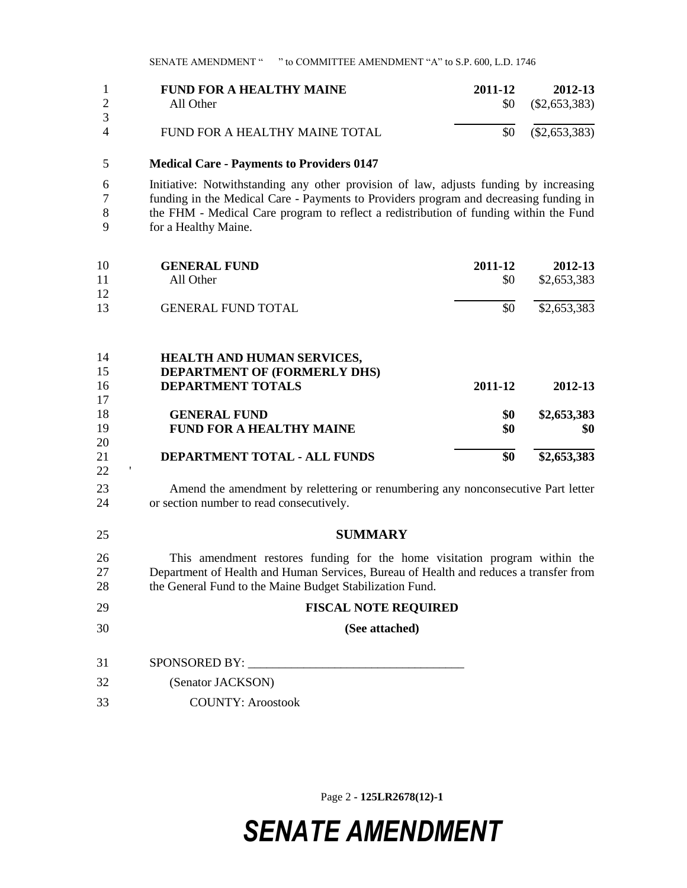| FUND FOR A HEALTHY MAINE | 2011-12 | 2012-13 |
|---|---|---|
| All Other | $0 | ($2,653,383) |
| FUND FOR A HEALTHY MAINE TOTAL | $0 | ($2,653,383) |

**Medical Care - Payments to Providers 0147**

Initiative: Notwithstanding any other provision of law, adjusts funding by increasing funding in the Medical Care - Payments to Providers program and decreasing funding in the FHM - Medical Care program to reflect a redistribution of funding within the Fund for a Healthy Maine.

| GENERAL FUND | 2011-12 | 2012-13 |
|---|---|---|
| All Other | $0 | $2,653,383 |
| GENERAL FUND TOTAL | $0 | $2,653,383 |

| HEALTH AND HUMAN SERVICES, DEPARTMENT OF (FORMERLY DHS) DEPARTMENT TOTALS | 2011-12 | 2012-13 |
|---|---|---|
| **GENERAL FUND** | **$0** | **$2,653,383** |
| **FUND FOR A HEALTHY MAINE** | **$0** | **$0** |
| **DEPARTMENT TOTAL - ALL FUNDS** | **$0** | **$2,653,383** |

'

Amend the amendment by relettering or renumbering any nonconsecutive Part letter or section number to read consecutively.

## SUMMARY

This amendment restores funding for the home visitation program within the Department of Health and Human Services, Bureau of Health and reduces a transfer from the General Fund to the Maine Budget Stabilization Fund.

**FISCAL NOTE REQUIRED**

**(See attached)**

SPONSORED BY: ___________________________________

(Senator JACKSON)

COUNTY: Aroostook